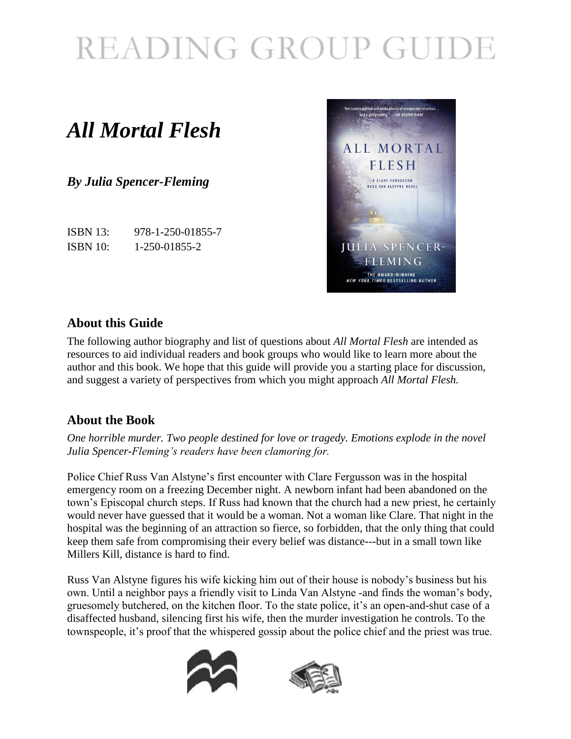# READING GROUP GUIDE

## *All Mortal Flesh*

### *By Julia Spencer-Fleming*

ISBN 13: 978-1-250-01855-7
ISBN 10: 1-250-01855-2

## About this Guide

The following author biography and list of questions about *All Mortal Flesh* are intended as resources to aid individual readers and book groups who would like to learn more about the author and this book. We hope that this guide will provide you a starting place for discussion, and suggest a variety of perspectives from which you might approach *All Mortal Flesh.*

## About the Book

*One horrible murder. Two people destined for love or tragedy. Emotions explode in the novel Julia Spencer-Fleming's readers have been clamoring for.*

Police Chief Russ Van Alstyne's first encounter with Clare Fergusson was in the hospital emergency room on a freezing December night. A newborn infant had been abandoned on the town's Episcopal church steps. If Russ had known that the church had a new priest, he certainly would never have guessed that it would be a woman. Not a woman like Clare. That night in the hospital was the beginning of an attraction so fierce, so forbidden, that the only thing that could keep them safe from compromising their every belief was distance---but in a small town like Millers Kill, distance is hard to find.

Russ Van Alstyne figures his wife kicking him out of their house is nobody's business but his own. Until a neighbor pays a friendly visit to Linda Van Alstyne -and finds the woman's body, gruesomely butchered, on the kitchen floor. To the state police, it's an open-and-shut case of a disaffected husband, silencing first his wife, then the murder investigation he controls. To the townspeople, it's proof that the whispered gossip about the police chief and the priest was true.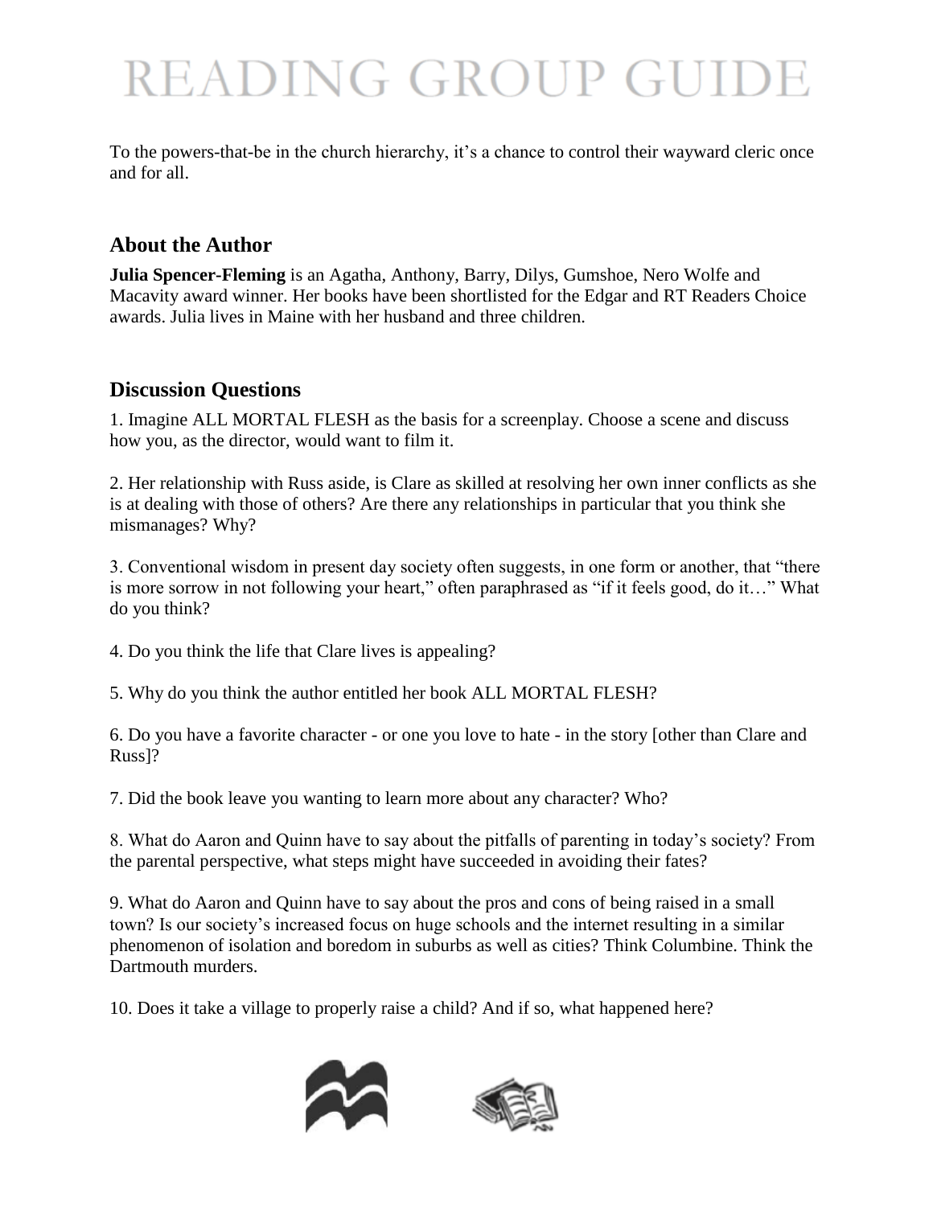To the powers-that-be in the church hierarchy, it's a chance to control their wayward cleric once and for all.

## About the Author

**Julia Spencer-Fleming** is an Agatha, Anthony, Barry, Dilys, Gumshoe, Nero Wolfe and Macavity award winner. Her books have been shortlisted for the Edgar and RT Readers Choice awards. Julia lives in Maine with her husband and three children.

## Discussion Questions

1. Imagine ALL MORTAL FLESH as the basis for a screenplay. Choose a scene and discuss how you, as the director, would want to film it.

2. Her relationship with Russ aside, is Clare as skilled at resolving her own inner conflicts as she is at dealing with those of others? Are there any relationships in particular that you think she mismanages? Why?

3. Conventional wisdom in present day society often suggests, in one form or another, that "there is more sorrow in not following your heart," often paraphrased as "if it feels good, do it…" What do you think?

4. Do you think the life that Clare lives is appealing?

5. Why do you think the author entitled her book ALL MORTAL FLESH?

6. Do you have a favorite character - or one you love to hate - in the story [other than Clare and Russ]?

7. Did the book leave you wanting to learn more about any character? Who?

8. What do Aaron and Quinn have to say about the pitfalls of parenting in today's society? From the parental perspective, what steps might have succeeded in avoiding their fates?

9. What do Aaron and Quinn have to say about the pros and cons of being raised in a small town? Is our society's increased focus on huge schools and the internet resulting in a similar phenomenon of isolation and boredom in suburbs as well as cities? Think Columbine. Think the Dartmouth murders.

10. Does it take a village to properly raise a child? And if so, what happened here?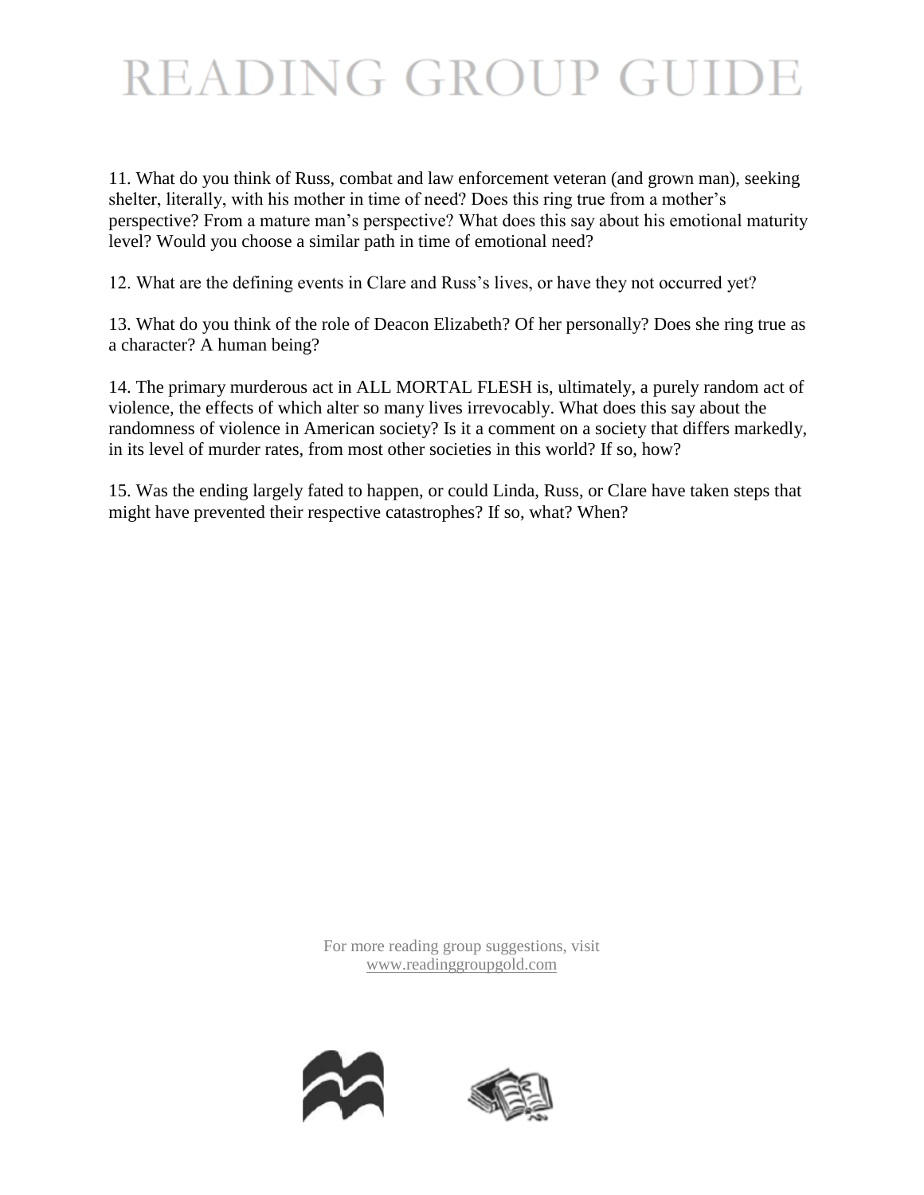# READING GROUP GUIDE

11. What do you think of Russ, combat and law enforcement veteran (and grown man), seeking shelter, literally, with his mother in time of need? Does this ring true from a mother's perspective? From a mature man's perspective? What does this say about his emotional maturity level? Would you choose a similar path in time of emotional need?

12. What are the defining events in Clare and Russ's lives, or have they not occurred yet?

13. What do you think of the role of Deacon Elizabeth? Of her personally? Does she ring true as a character? A human being?

14. The primary murderous act in ALL MORTAL FLESH is, ultimately, a purely random act of violence, the effects of which alter so many lives irrevocably. What does this say about the randomness of violence in American society? Is it a comment on a society that differs markedly, in its level of murder rates, from most other societies in this world? If so, how?

15. Was the ending largely fated to happen, or could Linda, Russ, or Clare have taken steps that might have prevented their respective catastrophes? If so, what? When?

For more reading group suggestions, visit
www.readinggroupgold.com